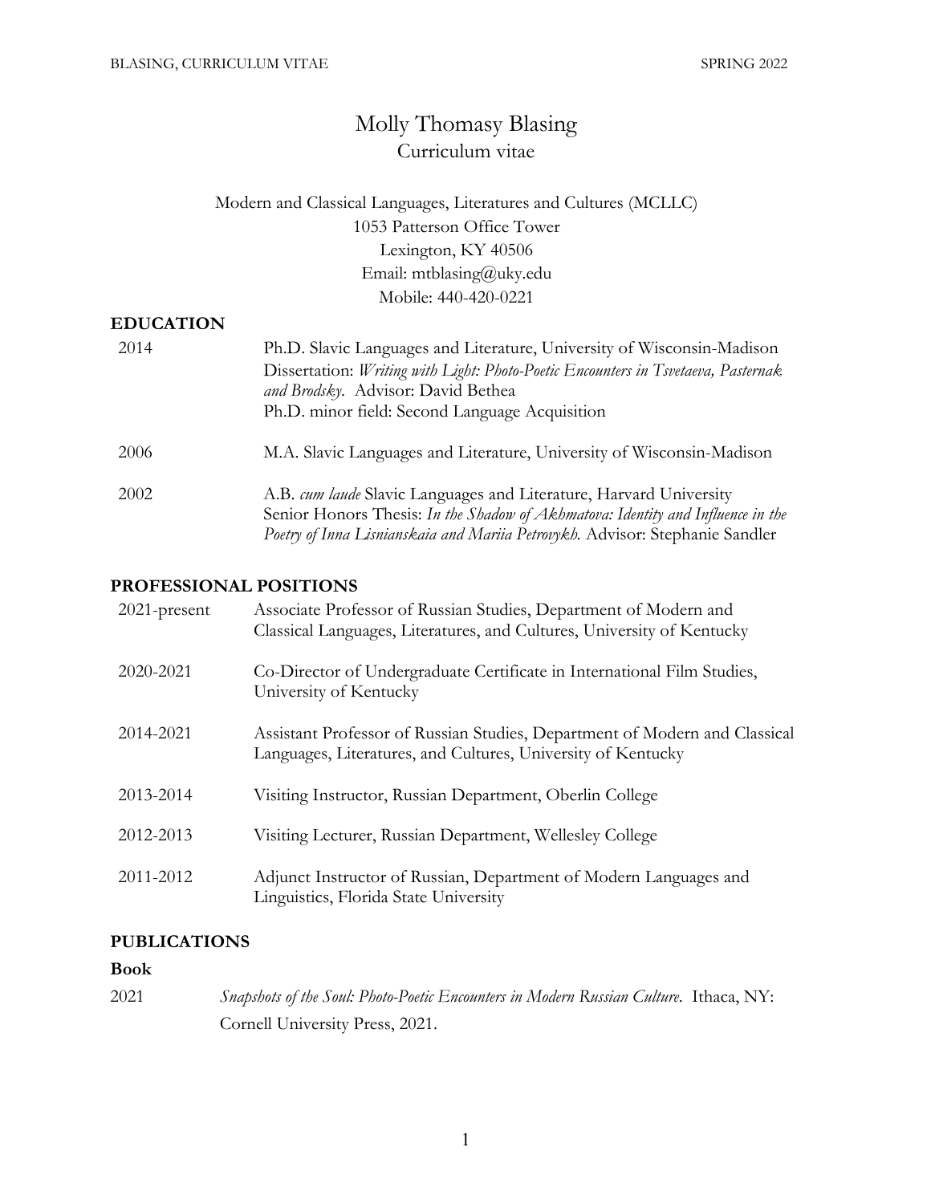# Molly Thomasy Blasing

Curriculum vitae

Modern and Classical Languages, Literatures and Cultures (MCLLC)
1053 Patterson Office Tower
Lexington, KY 40506
Email: mtblasing@uky.edu
Mobile: 440-420-0221

## EDUCATION

| | |
|---|---|
| 2014 | Ph.D. Slavic Languages and Literature, University of Wisconsin-Madison<br>Dissertation: *Writing with Light: Photo-Poetic Encounters in Tsvetaeva, Pasternak and Brodsky*. Advisor: David Bethea<br>Ph.D. minor field: Second Language Acquisition |
| 2006 | M.A. Slavic Languages and Literature, University of Wisconsin-Madison |
| 2002 | A.B. *cum laude* Slavic Languages and Literature, Harvard University<br>Senior Honors Thesis: *In the Shadow of Akhmatova: Identity and Influence in the Poetry of Inna Lisnianskaia and Mariia Petrovykh.* Advisor: Stephanie Sandler |

## PROFESSIONAL POSITIONS

| | |
|---|---|
| 2021-present | Associate Professor of Russian Studies, Department of Modern and Classical Languages, Literatures, and Cultures, University of Kentucky |
| 2020-2021 | Co-Director of Undergraduate Certificate in International Film Studies, University of Kentucky |
| 2014-2021 | Assistant Professor of Russian Studies, Department of Modern and Classical Languages, Literatures, and Cultures, University of Kentucky |
| 2013-2014 | Visiting Instructor, Russian Department, Oberlin College |
| 2012-2013 | Visiting Lecturer, Russian Department, Wellesley College |
| 2011-2012 | Adjunct Instructor of Russian, Department of Modern Languages and Linguistics, Florida State University |

## PUBLICATIONS

### Book

| | |
|---|---|
| 2021 | *Snapshots of the Soul: Photo-Poetic Encounters in Modern Russian Culture*. Ithaca, NY: Cornell University Press, 2021. |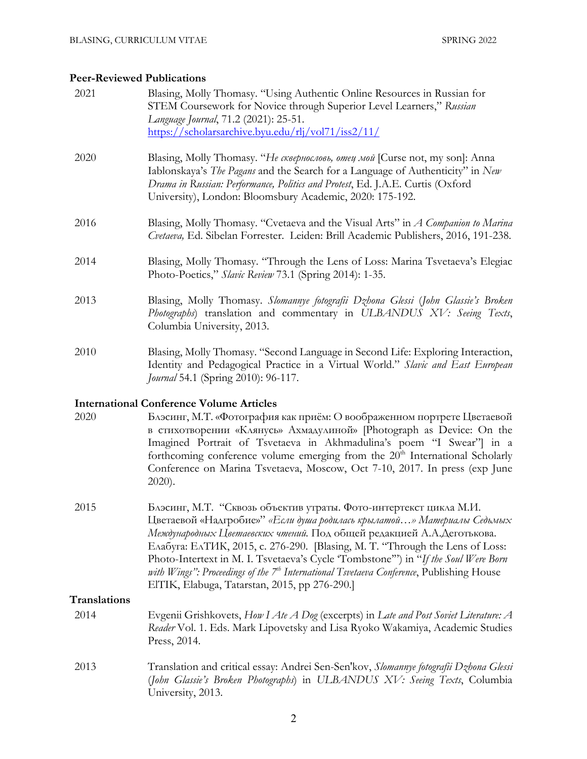## Peer-Reviewed Publications

2021 Blasing, Molly Thomasy. "Using Authentic Online Resources in Russian for STEM Coursework for Novice through Superior Level Learners," *Russian Language Journal*, 71.2 (2021): 25-51. https://scholarsarchive.byu.edu/rlj/vol71/iss2/11/

2020 Blasing, Molly Thomasy. "*Не сквернословь, отец мой* [Curse not, my son]: Anna Iablonskaya's *The Pagans* and the Search for a Language of Authenticity" in *New Drama in Russian: Performance, Politics and Protest*, Ed. J.A.E. Curtis (Oxford University), London: Bloomsbury Academic, 2020: 175-192.

2016 Blasing, Molly Thomasy. "Cvetaeva and the Visual Arts" in *A Companion to Marina Cvetaeva,* Ed. Sibelan Forrester. Leiden: Brill Academic Publishers, 2016, 191-238.

2014 Blasing, Molly Thomasy. "Through the Lens of Loss: Marina Tsvetaeva's Elegiac Photo-Poetics," *Slavic Review* 73.1 (Spring 2014): 1-35.

2013 Blasing, Molly Thomasy. *Slomannye fotografii Dzhona Glessi* (*John Glassie's Broken Photographs*) translation and commentary in *ULBANDUS XV: Seeing Texts*, Columbia University, 2013.

2010 Blasing, Molly Thomasy. "Second Language in Second Life: Exploring Interaction, Identity and Pedagogical Practice in a Virtual World." *Slavic and East European Journal* 54.1 (Spring 2010): 96-117.

## International Conference Volume Articles

2020 Блэсинг, М.Т. «Фотография как приём: О воображенном портрете Цветаевой в стихотворении «Клянусь» Ахмадулиной» [Photograph as Device: On the Imagined Portrait of Tsvetaeva in Akhmadulina's poem "I Swear"] in a forthcoming conference volume emerging from the 20th International Scholarly Conference on Marina Tsvetaeva, Moscow, Oct 7-10, 2017. In press (exp June 2020).

2015 Блэсинг, М.Т. "Сквозь объектив утраты. Фото-интертекст цикла М.И. Цветаевой «Надгробие»" *«Если душа родилась крылатой…» Материалы Седьмых Международных Цветаевских чтений.* Под общей редакцией А.А.Деготькова. Елабуга: ЕлТИК, 2015, с. 276-290. [Blasing, M. T. "Through the Lens of Loss: Photo-Intertext in M. I. Tsvetaeva's Cycle 'Tombstone'") in "*If the Soul Were Born with Wings": Proceedings of the 7th International Tsvetaeva Conference*, Publishing House ElTIK, Elabuga, Tatarstan, 2015, pp 276-290.]

## Translations

2014 Evgenii Grishkovets, *How I Ate A Dog* (excerpts) in *Late and Post Soviet Literature: A Reader* Vol. 1. Eds. Mark Lipovetsky and Lisa Ryoko Wakamiya, Academic Studies Press, 2014.

2013 Translation and critical essay: Andrei Sen-Sen'kov, *Slomannye fotografii Dzhona Glessi* (*John Glassie's Broken Photographs*) in *ULBANDUS XV: Seeing Texts*, Columbia University, 2013.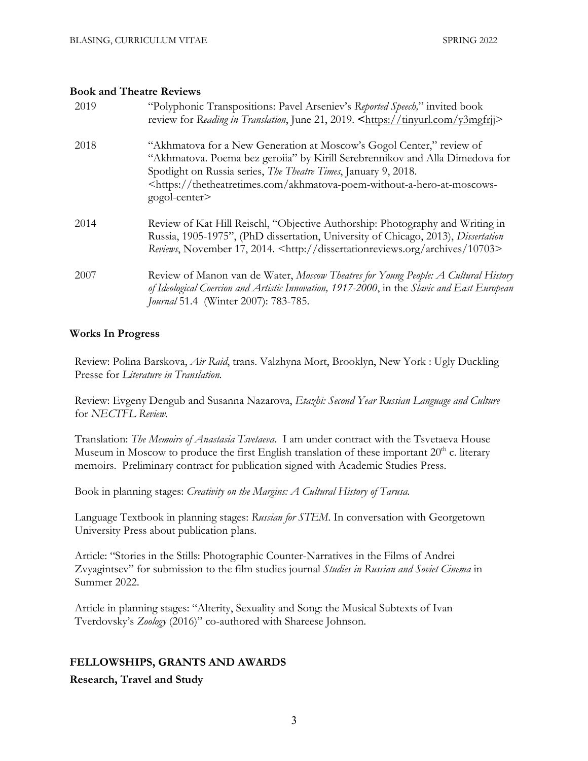**Book and Theatre Reviews**

| | |
|---|---|
| 2019 | "Polyphonic Transpositions: Pavel Arseniev's *Reported Speech,*" invited book review for *Reading in Translation*, June 21, 2019. <https://tinyurl.com/y3mgfrjj> |
| 2018 | "Akhmatova for a New Generation at Moscow's Gogol Center," review of "Akhmatova. Poema bez geroiia" by Kirill Serebrennikov and Alla Dimedova for Spotlight on Russia series, *The Theatre Times*, January 9, 2018. <https://thetheatretimes.com/akhmatova-poem-without-a-hero-at-moscows-gogol-center> |
| 2014 | Review of Kat Hill Reischl, "Objective Authorship: Photography and Writing in Russia, 1905-1975", (PhD dissertation, University of Chicago, 2013), *Dissertation Reviews*, November 17, 2014. <http://dissertationreviews.org/archives/10703> |
| 2007 | Review of Manon van de Water, *Moscow Theatres for Young People: A Cultural History of Ideological Coercion and Artistic Innovation, 1917-2000*, in the *Slavic and East European Journal* 51.4 (Winter 2007): 783-785. |

**Works In Progress**

Review: Polina Barskova, *Air Raid*, trans. Valzhyna Mort, Brooklyn, New York : Ugly Duckling Presse for *Literature in Translation.*

Review: Evgeny Dengub and Susanna Nazarova, *Etazhi: Second Year Russian Language and Culture* for *NECTFL Review*.

Translation: *The Memoirs of Anastasia Tsvetaeva*. I am under contract with the Tsvetaeva House Museum in Moscow to produce the first English translation of these important 20th c. literary memoirs. Preliminary contract for publication signed with Academic Studies Press.

Book in planning stages: *Creativity on the Margins: A Cultural History of Tarusa.*

Language Textbook in planning stages: *Russian for STEM*. In conversation with Georgetown University Press about publication plans.

Article: "Stories in the Stills: Photographic Counter-Narratives in the Films of Andrei Zvyagintsev" for submission to the film studies journal *Studies in Russian and Soviet Cinema* in Summer 2022.

Article in planning stages: "Alterity, Sexuality and Song: the Musical Subtexts of Ivan Tverdovsky's *Zoology* (2016)" co-authored with Shareese Johnson.

## FELLOWSHIPS, GRANTS AND AWARDS

**Research, Travel and Study**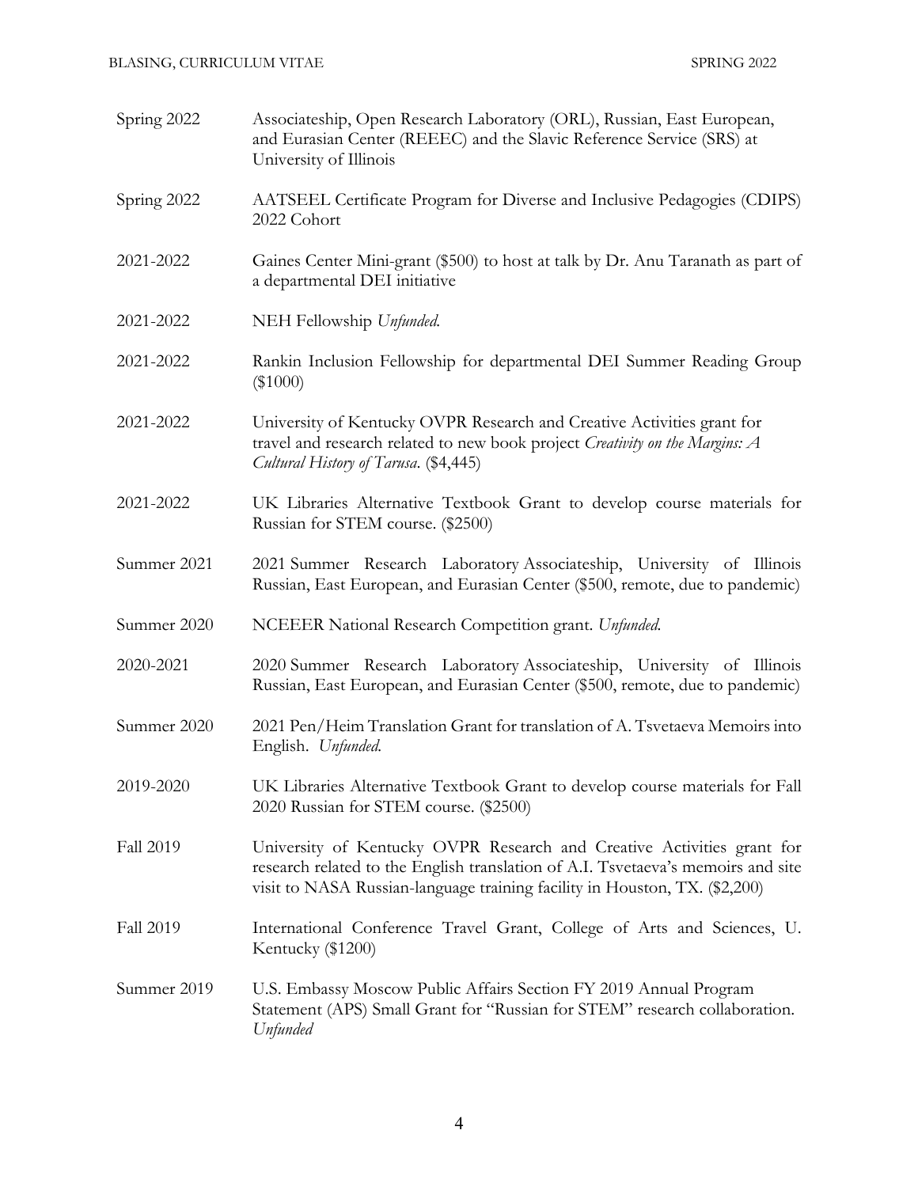| | |
|---|---|
| Spring 2022 | Associateship, Open Research Laboratory (ORL), Russian, East European, and Eurasian Center (REEEC) and the Slavic Reference Service (SRS) at University of Illinois |
| Spring 2022 | AATSEEL Certificate Program for Diverse and Inclusive Pedagogies (CDIPS) 2022 Cohort |
| 2021-2022 | Gaines Center Mini-grant ($500) to host at talk by Dr. Anu Taranath as part of a departmental DEI initiative |
| 2021-2022 | NEH Fellowship *Unfunded.* |
| 2021-2022 | Rankin Inclusion Fellowship for departmental DEI Summer Reading Group ($1000) |
| 2021-2022 | University of Kentucky OVPR Research and Creative Activities grant for travel and research related to new book project *Creativity on the Margins: A Cultural History of Tarusa*. ($4,445) |
| 2021-2022 | UK Libraries Alternative Textbook Grant to develop course materials for Russian for STEM course. ($2500) |
| Summer 2021 | 2021 Summer Research Laboratory Associateship, University of Illinois Russian, East European, and Eurasian Center ($500, remote, due to pandemic) |
| Summer 2020 | NCEEER National Research Competition grant. *Unfunded.* |
| 2020-2021 | 2020 Summer Research Laboratory Associateship, University of Illinois Russian, East European, and Eurasian Center ($500, remote, due to pandemic) |
| Summer 2020 | 2021 Pen/Heim Translation Grant for translation of A. Tsvetaeva Memoirs into English. *Unfunded.* |
| 2019-2020 | UK Libraries Alternative Textbook Grant to develop course materials for Fall 2020 Russian for STEM course. ($2500) |
| Fall 2019 | University of Kentucky OVPR Research and Creative Activities grant for research related to the English translation of A.I. Tsvetaeva's memoirs and site visit to NASA Russian-language training facility in Houston, TX. ($2,200) |
| Fall 2019 | International Conference Travel Grant, College of Arts and Sciences, U. Kentucky ($1200) |
| Summer 2019 | U.S. Embassy Moscow Public Affairs Section FY 2019 Annual Program Statement (APS) Small Grant for "Russian for STEM" research collaboration. *Unfunded* |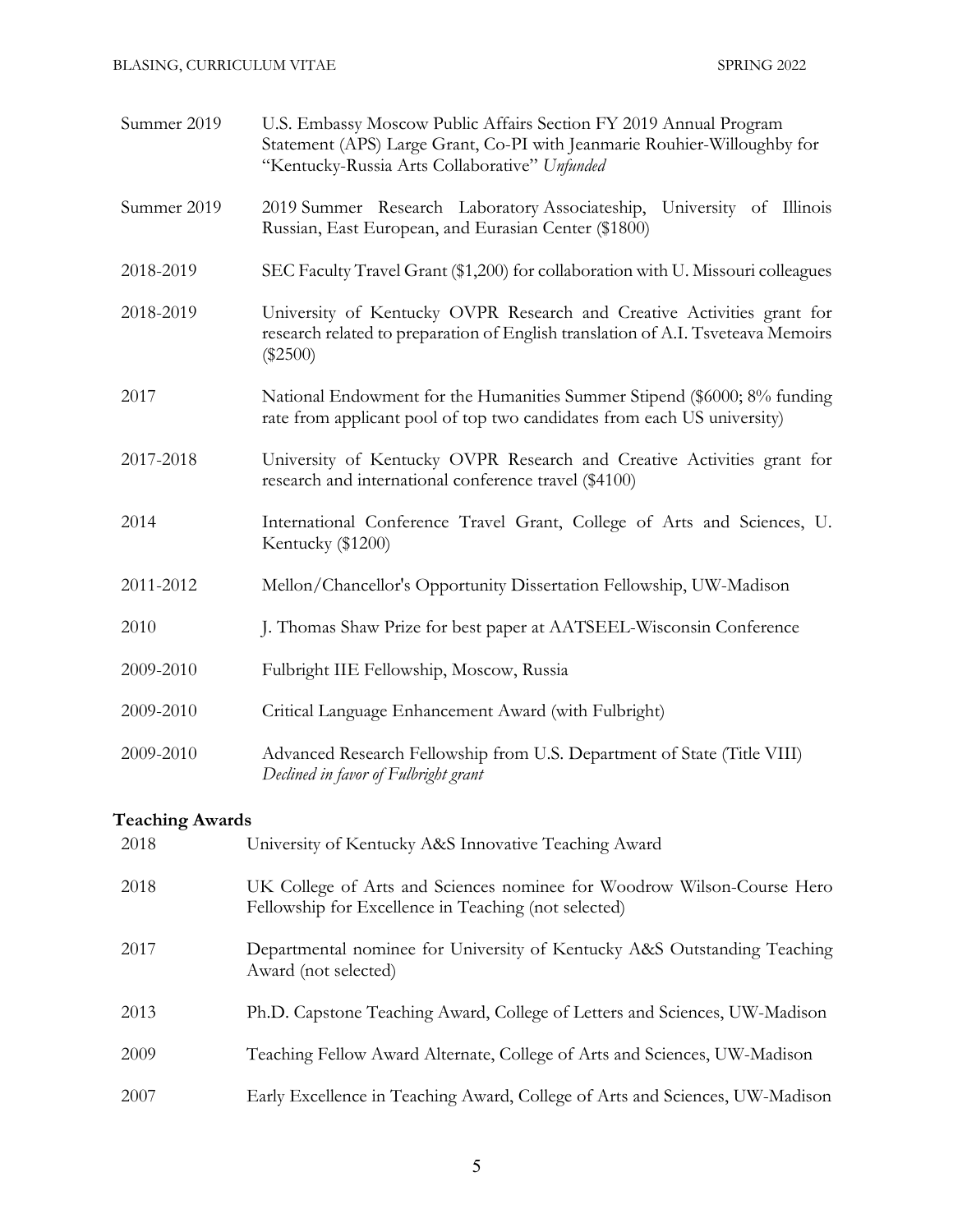| | |
|---|---|
| Summer 2019 | U.S. Embassy Moscow Public Affairs Section FY 2019 Annual Program Statement (APS) Large Grant, Co-PI with Jeanmarie Rouhier-Willoughby for "Kentucky-Russia Arts Collaborative" *Unfunded* |
| Summer 2019 | 2019 Summer Research Laboratory Associateship, University of Illinois Russian, East European, and Eurasian Center ($1800) |
| 2018-2019 | SEC Faculty Travel Grant ($1,200) for collaboration with U. Missouri colleagues |
| 2018-2019 | University of Kentucky OVPR Research and Creative Activities grant for research related to preparation of English translation of A.I. Tsveteava Memoirs ($2500) |
| 2017 | National Endowment for the Humanities Summer Stipend ($6000; 8% funding rate from applicant pool of top two candidates from each US university) |
| 2017-2018 | University of Kentucky OVPR Research and Creative Activities grant for research and international conference travel ($4100) |
| 2014 | International Conference Travel Grant, College of Arts and Sciences, U. Kentucky ($1200) |
| 2011-2012 | Mellon/Chancellor's Opportunity Dissertation Fellowship, UW-Madison |
| 2010 | J. Thomas Shaw Prize for best paper at AATSEEL-Wisconsin Conference |
| 2009-2010 | Fulbright IIE Fellowship, Moscow, Russia |
| 2009-2010 | Critical Language Enhancement Award (with Fulbright) |
| 2009-2010 | Advanced Research Fellowship from U.S. Department of State (Title VIII) *Declined in favor of Fulbright grant* |

**Teaching Awards**

| | |
|---|---|
| 2018 | University of Kentucky A&S Innovative Teaching Award |
| 2018 | UK College of Arts and Sciences nominee for Woodrow Wilson-Course Hero Fellowship for Excellence in Teaching (not selected) |
| 2017 | Departmental nominee for University of Kentucky A&S Outstanding Teaching Award (not selected) |
| 2013 | Ph.D. Capstone Teaching Award, College of Letters and Sciences, UW-Madison |
| 2009 | Teaching Fellow Award Alternate, College of Arts and Sciences, UW-Madison |
| 2007 | Early Excellence in Teaching Award, College of Arts and Sciences, UW-Madison |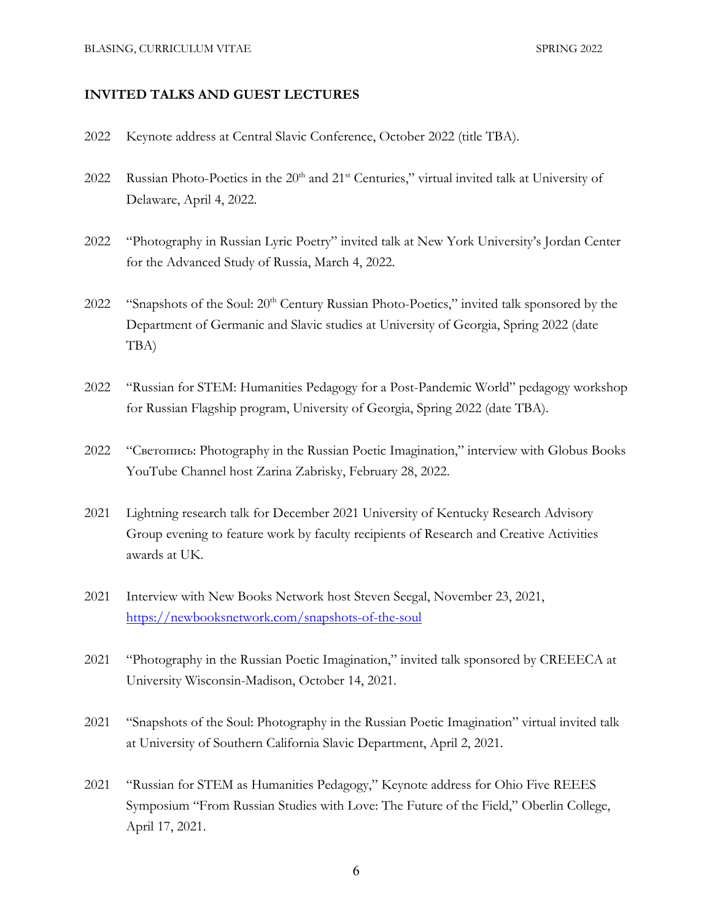## INVITED TALKS AND GUEST LECTURES

2022 Keynote address at Central Slavic Conference, October 2022 (title TBA).

2022 Russian Photo-Poetics in the 20th and 21st Centuries," virtual invited talk at University of Delaware, April 4, 2022.

2022 "Photography in Russian Lyric Poetry" invited talk at New York University's Jordan Center for the Advanced Study of Russia, March 4, 2022.

2022 "Snapshots of the Soul: 20th Century Russian Photo-Poetics," invited talk sponsored by the Department of Germanic and Slavic studies at University of Georgia, Spring 2022 (date TBA)

2022 "Russian for STEM: Humanities Pedagogy for a Post-Pandemic World" pedagogy workshop for Russian Flagship program, University of Georgia, Spring 2022 (date TBA).

2022 "Светопись: Photography in the Russian Poetic Imagination," interview with Globus Books YouTube Channel host Zarina Zabrisky, February 28, 2022.

2021 Lightning research talk for December 2021 University of Kentucky Research Advisory Group evening to feature work by faculty recipients of Research and Creative Activities awards at UK.

2021 Interview with New Books Network host Steven Seegal, November 23, 2021, https://newbooksnetwork.com/snapshots-of-the-soul

2021 "Photography in the Russian Poetic Imagination," invited talk sponsored by CREEECA at University Wisconsin-Madison, October 14, 2021.

2021 "Snapshots of the Soul: Photography in the Russian Poetic Imagination" virtual invited talk at University of Southern California Slavic Department, April 2, 2021.

2021 "Russian for STEM as Humanities Pedagogy," Keynote address for Ohio Five REEES Symposium "From Russian Studies with Love: The Future of the Field," Oberlin College, April 17, 2021.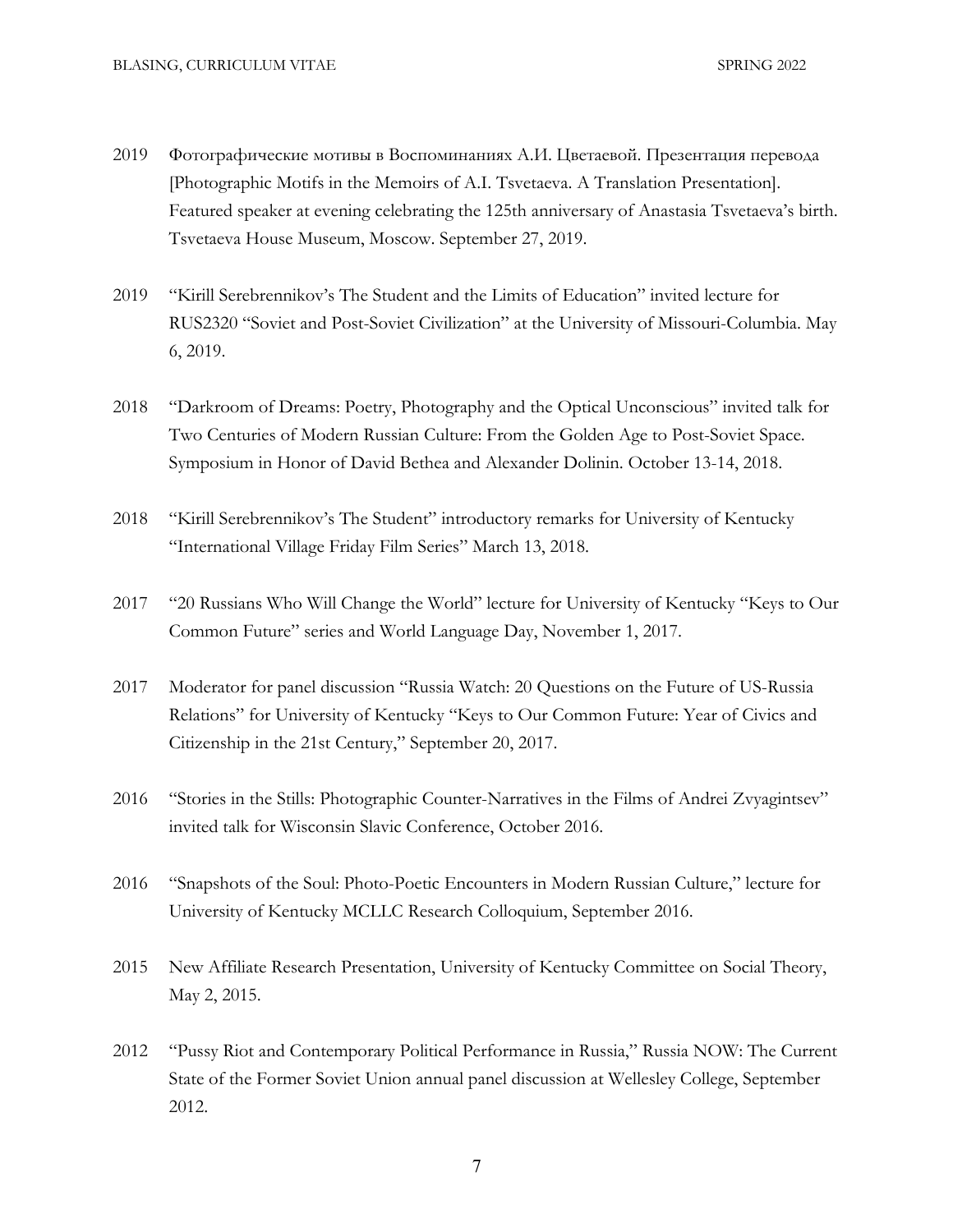2019 Фотографические мотивы в Воспоминаниях А.И. Цветаевой. Презентация перевода [Photographic Motifs in the Memoirs of A.I. Tsvetaeva. A Translation Presentation]. Featured speaker at evening celebrating the 125th anniversary of Anastasia Tsvetaeva's birth. Tsvetaeva House Museum, Moscow. September 27, 2019.

2019 "Kirill Serebrennikov's The Student and the Limits of Education" invited lecture for RUS2320 "Soviet and Post-Soviet Civilization" at the University of Missouri-Columbia. May 6, 2019.

2018 "Darkroom of Dreams: Poetry, Photography and the Optical Unconscious" invited talk for Two Centuries of Modern Russian Culture: From the Golden Age to Post-Soviet Space. Symposium in Honor of David Bethea and Alexander Dolinin. October 13-14, 2018.

2018 "Kirill Serebrennikov's The Student" introductory remarks for University of Kentucky "International Village Friday Film Series" March 13, 2018.

2017 "20 Russians Who Will Change the World" lecture for University of Kentucky "Keys to Our Common Future" series and World Language Day, November 1, 2017.

2017 Moderator for panel discussion "Russia Watch: 20 Questions on the Future of US-Russia Relations" for University of Kentucky "Keys to Our Common Future: Year of Civics and Citizenship in the 21st Century," September 20, 2017.

2016 "Stories in the Stills: Photographic Counter-Narratives in the Films of Andrei Zvyagintsev" invited talk for Wisconsin Slavic Conference, October 2016.

2016 "Snapshots of the Soul: Photo-Poetic Encounters in Modern Russian Culture," lecture for University of Kentucky MCLLC Research Colloquium, September 2016.

2015 New Affiliate Research Presentation, University of Kentucky Committee on Social Theory, May 2, 2015.

2012 "Pussy Riot and Contemporary Political Performance in Russia," Russia NOW: The Current State of the Former Soviet Union annual panel discussion at Wellesley College, September 2012.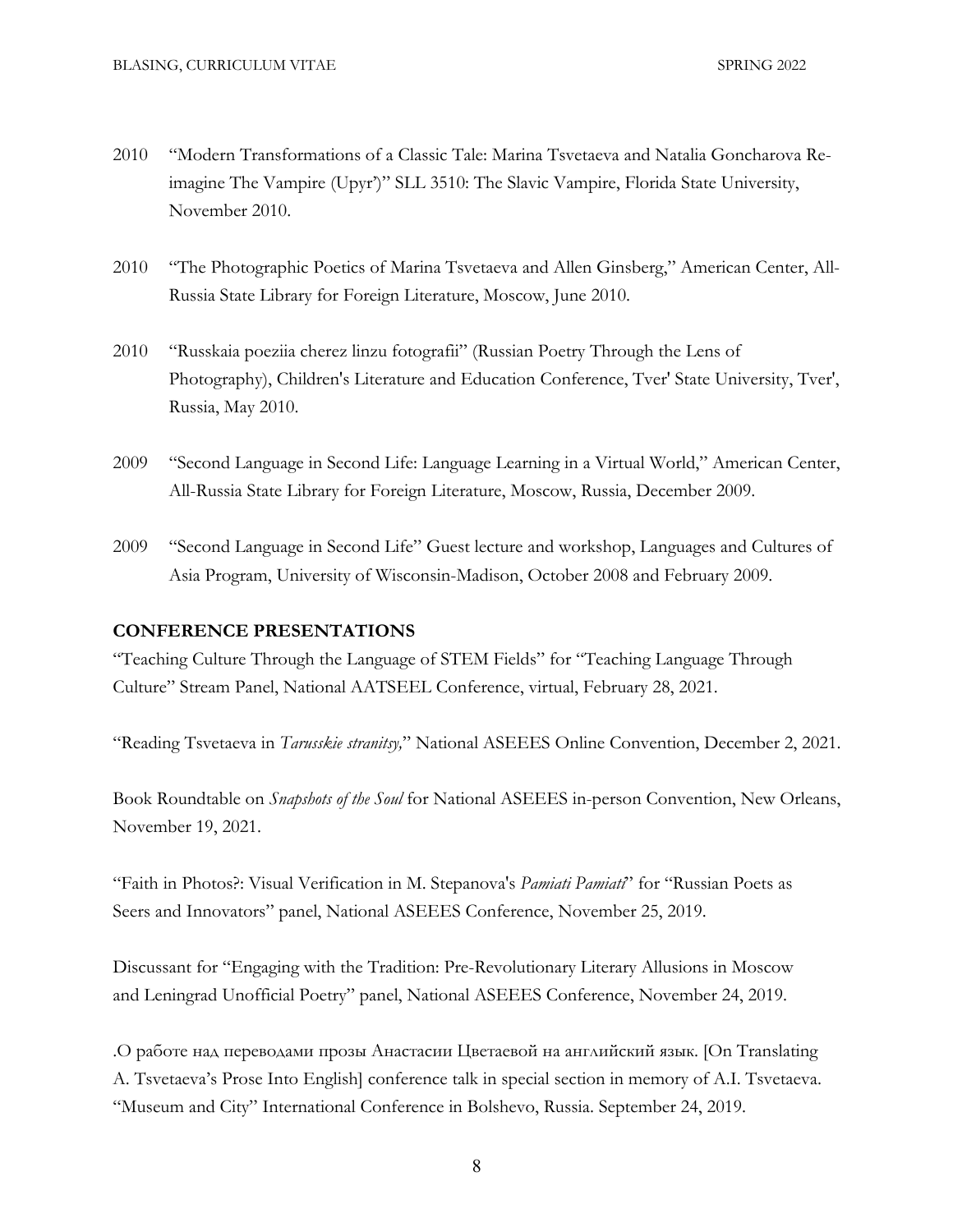2010 "Modern Transformations of a Classic Tale: Marina Tsvetaeva and Natalia Goncharova Re-imagine The Vampire (Upyr')" SLL 3510: The Slavic Vampire, Florida State University, November 2010.

2010 "The Photographic Poetics of Marina Tsvetaeva and Allen Ginsberg," American Center, All-Russia State Library for Foreign Literature, Moscow, June 2010.

2010 "Russkaia poeziia cherez linzu fotografii" (Russian Poetry Through the Lens of Photography), Children's Literature and Education Conference, Tver' State University, Tver', Russia, May 2010.

2009 "Second Language in Second Life: Language Learning in a Virtual World," American Center, All-Russia State Library for Foreign Literature, Moscow, Russia, December 2009.

2009 "Second Language in Second Life" Guest lecture and workshop, Languages and Cultures of Asia Program, University of Wisconsin-Madison, October 2008 and February 2009.

## CONFERENCE PRESENTATIONS

"Teaching Culture Through the Language of STEM Fields" for "Teaching Language Through Culture" Stream Panel, National AATSEEL Conference, virtual, February 28, 2021.

"Reading Tsvetaeva in *Tarusskie stranitsy,*" National ASEEES Online Convention, December 2, 2021.

Book Roundtable on *Snapshots of the Soul* for National ASEEES in-person Convention, New Orleans, November 19, 2021.

"Faith in Photos?: Visual Verification in M. Stepanova's *Pamiati Pamiati*" for "Russian Poets as Seers and Innovators" panel, National ASEEES Conference, November 25, 2019.

Discussant for "Engaging with the Tradition: Pre-Revolutionary Literary Allusions in Moscow and Leningrad Unofficial Poetry" panel, National ASEEES Conference, November 24, 2019.

.О работе над переводами прозы Анастасии Цветаевой на английский язык. [On Translating A. Tsvetaeva's Prose Into English] conference talk in special section in memory of A.I. Tsvetaeva. "Museum and City" International Conference in Bolshevo, Russia. September 24, 2019.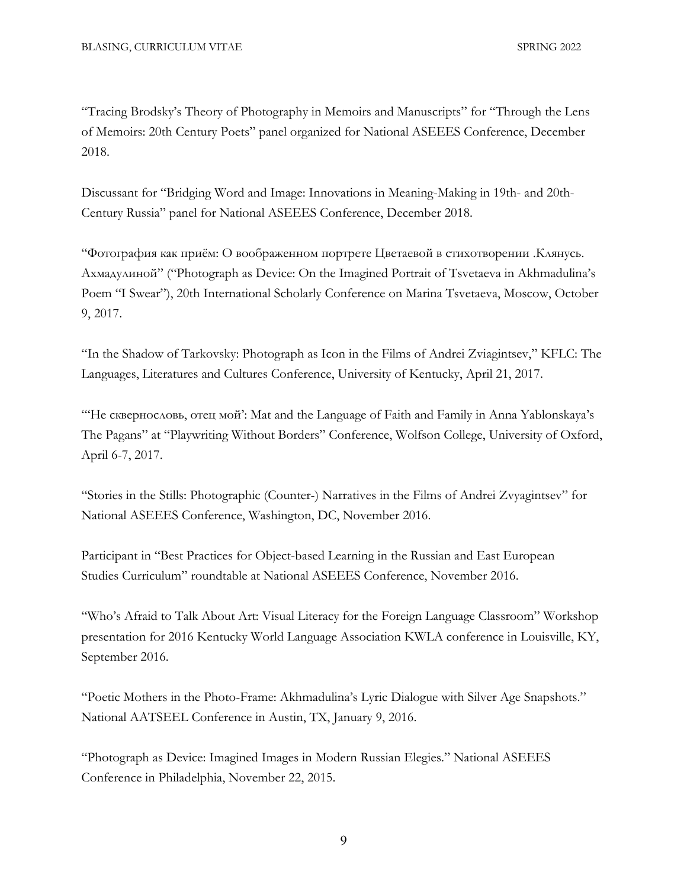"Tracing Brodsky's Theory of Photography in Memoirs and Manuscripts" for "Through the Lens of Memoirs: 20th Century Poets" panel organized for National ASEEES Conference, December 2018.

Discussant for "Bridging Word and Image: Innovations in Meaning-Making in 19th- and 20th-Century Russia" panel for National ASEEES Conference, December 2018.

"Фотография как приём: О воображенном портрете Цветаевой в стихотворении .Клянусь. Ахмадулиной" ("Photograph as Device: On the Imagined Portrait of Tsvetaeva in Akhmadulina's Poem "I Swear"), 20th International Scholarly Conference on Marina Tsvetaeva, Moscow, October 9, 2017.

"In the Shadow of Tarkovsky: Photograph as Icon in the Films of Andrei Zviagintsev," KFLC: The Languages, Literatures and Cultures Conference, University of Kentucky, April 21, 2017.

"'Не сквернословь, отец мой': Mat and the Language of Faith and Family in Anna Yablonskaya's The Pagans" at "Playwriting Without Borders" Conference, Wolfson College, University of Oxford, April 6-7, 2017.

"Stories in the Stills: Photographic (Counter-) Narratives in the Films of Andrei Zvyagintsev" for National ASEEES Conference, Washington, DC, November 2016.

Participant in "Best Practices for Object-based Learning in the Russian and East European Studies Curriculum" roundtable at National ASEEES Conference, November 2016.

"Who's Afraid to Talk About Art: Visual Literacy for the Foreign Language Classroom" Workshop presentation for 2016 Kentucky World Language Association KWLA conference in Louisville, KY, September 2016.

"Poetic Mothers in the Photo-Frame: Akhmadulina's Lyric Dialogue with Silver Age Snapshots." National AATSEEL Conference in Austin, TX, January 9, 2016.

"Photograph as Device: Imagined Images in Modern Russian Elegies." National ASEEES Conference in Philadelphia, November 22, 2015.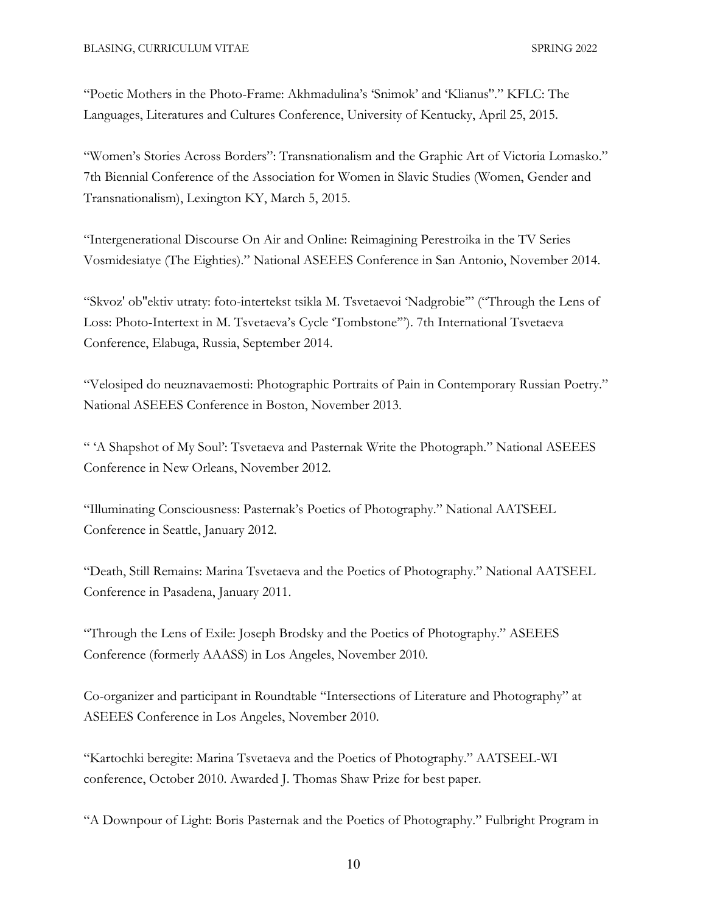“Poetic Mothers in the Photo-Frame: Akhmadulina’s ‘Snimok’ and ‘Klianus′’.” KFLC: The Languages, Literatures and Cultures Conference, University of Kentucky, April 25, 2015.

“Women’s Stories Across Borders”: Transnationalism and the Graphic Art of Victoria Lomasko.” 7th Biennial Conference of the Association for Women in Slavic Studies (Women, Gender and Transnationalism), Lexington KY, March 5, 2015.

“Intergenerational Discourse On Air and Online: Reimagining Perestroika in the TV Series Vosmidesiatye (The Eighties).” National ASEEES Conference in San Antonio, November 2014.

“Skvoz' ob"ektiv utraty: foto-intertekst tsikla M. Tsvetaevoi ‘Nadgrobie’” (“Through the Lens of Loss: Photo-Intertext in M. Tsvetaeva’s Cycle ‘Tombstone’”). 7th International Tsvetaeva Conference, Elabuga, Russia, September 2014.

“Velosiped do neuznavaemosti: Photographic Portraits of Pain in Contemporary Russian Poetry.” National ASEEES Conference in Boston, November 2013.

“ ‘A Shapshot of My Soul’: Tsvetaeva and Pasternak Write the Photograph.” National ASEEES Conference in New Orleans, November 2012.

“Illuminating Consciousness: Pasternak’s Poetics of Photography.” National AATSEEL Conference in Seattle, January 2012.

“Death, Still Remains: Marina Tsvetaeva and the Poetics of Photography.” National AATSEEL Conference in Pasadena, January 2011.

“Through the Lens of Exile: Joseph Brodsky and the Poetics of Photography.” ASEEES Conference (formerly AAASS) in Los Angeles, November 2010.

Co-organizer and participant in Roundtable “Intersections of Literature and Photography” at ASEEES Conference in Los Angeles, November 2010.

“Kartochki beregite: Marina Tsvetaeva and the Poetics of Photography.” AATSEEL-WI conference, October 2010. Awarded J. Thomas Shaw Prize for best paper.

“A Downpour of Light: Boris Pasternak and the Poetics of Photography.” Fulbright Program in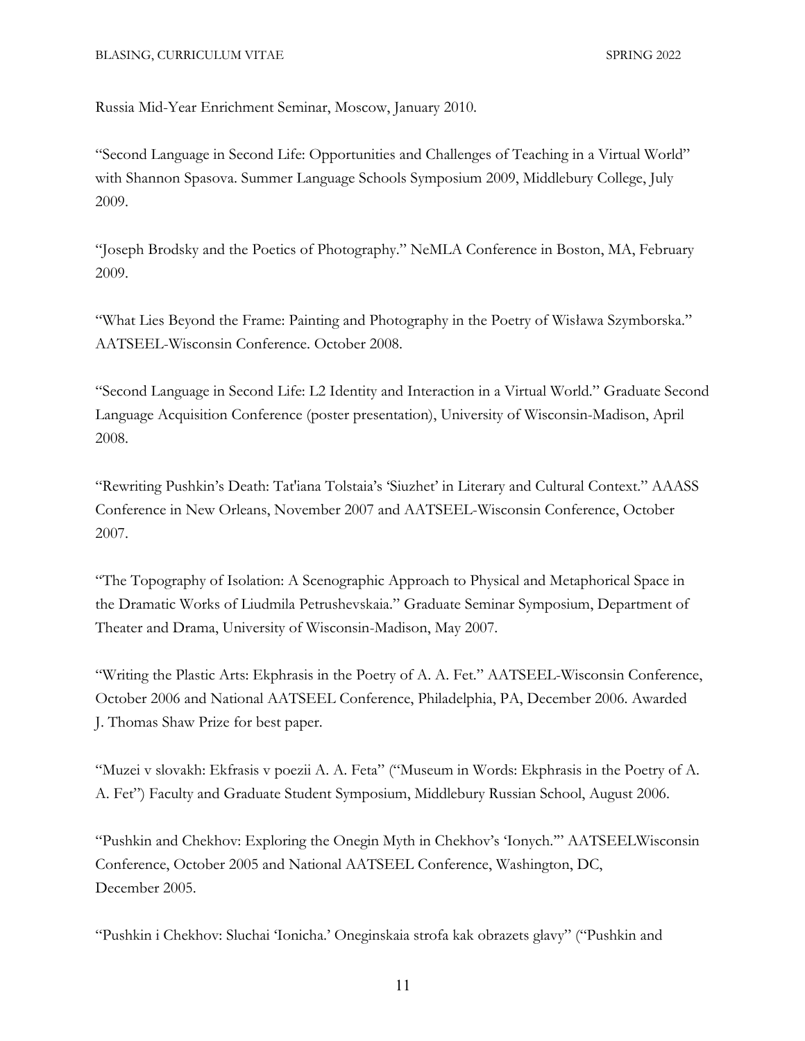Russia Mid-Year Enrichment Seminar, Moscow, January 2010.

"Second Language in Second Life: Opportunities and Challenges of Teaching in a Virtual World" with Shannon Spasova. Summer Language Schools Symposium 2009, Middlebury College, July 2009.

"Joseph Brodsky and the Poetics of Photography." NeMLA Conference in Boston, MA, February 2009.

"What Lies Beyond the Frame: Painting and Photography in the Poetry of Wisława Szymborska." AATSEEL-Wisconsin Conference. October 2008.

"Second Language in Second Life: L2 Identity and Interaction in a Virtual World." Graduate Second Language Acquisition Conference (poster presentation), University of Wisconsin-Madison, April 2008.

"Rewriting Pushkin's Death: Tat'iana Tolstaia's 'Siuzhet' in Literary and Cultural Context." AAASS Conference in New Orleans, November 2007 and AATSEEL-Wisconsin Conference, October 2007.

"The Topography of Isolation: A Scenographic Approach to Physical and Metaphorical Space in the Dramatic Works of Liudmila Petrushevskaia." Graduate Seminar Symposium, Department of Theater and Drama, University of Wisconsin-Madison, May 2007.

"Writing the Plastic Arts: Ekphrasis in the Poetry of A. A. Fet." AATSEEL-Wisconsin Conference, October 2006 and National AATSEEL Conference, Philadelphia, PA, December 2006. Awarded J. Thomas Shaw Prize for best paper.

"Muzei v slovakh: Ekfrasis v poezii A. A. Feta" ("Museum in Words: Ekphrasis in the Poetry of A. A. Fet") Faculty and Graduate Student Symposium, Middlebury Russian School, August 2006.

"Pushkin and Chekhov: Exploring the Onegin Myth in Chekhov's 'Ionych.'" AATSEELWisconsin Conference, October 2005 and National AATSEEL Conference, Washington, DC, December 2005.

"Pushkin i Chekhov: Sluchai 'Ionicha.' Oneginskaia strofa kak obrazets glavy" ("Pushkin and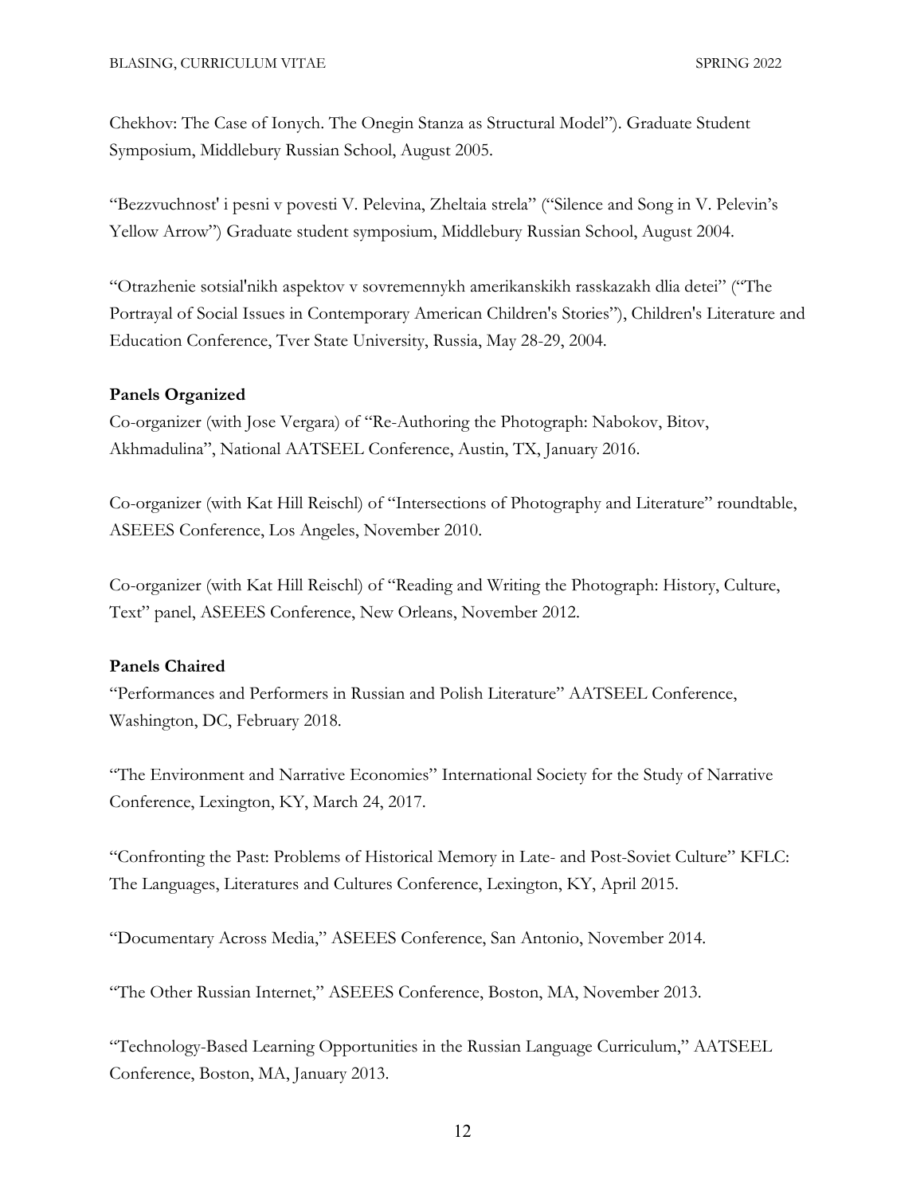Chekhov: The Case of Ionych. The Onegin Stanza as Structural Model”). Graduate Student Symposium, Middlebury Russian School, August 2005.

“Bezzvuchnost' i pesni v povesti V. Pelevina, Zheltaia strela” (“Silence and Song in V. Pelevin’s Yellow Arrow”) Graduate student symposium, Middlebury Russian School, August 2004.

“Otrazhenie sotsial'nikh aspektov v sovremennykh amerikanskikh rasskazakh dlia detei” (“The Portrayal of Social Issues in Contemporary American Children's Stories”), Children's Literature and Education Conference, Tver State University, Russia, May 28-29, 2004.

**Panels Organized**

Co-organizer (with Jose Vergara) of “Re-Authoring the Photograph: Nabokov, Bitov, Akhmadulina”, National AATSEEL Conference, Austin, TX, January 2016.

Co-organizer (with Kat Hill Reischl) of “Intersections of Photography and Literature” roundtable, ASEEES Conference, Los Angeles, November 2010.

Co-organizer (with Kat Hill Reischl) of “Reading and Writing the Photograph: History, Culture, Text” panel, ASEEES Conference, New Orleans, November 2012.

**Panels Chaired**

“Performances and Performers in Russian and Polish Literature” AATSEEL Conference, Washington, DC, February 2018.

“The Environment and Narrative Economies” International Society for the Study of Narrative Conference, Lexington, KY, March 24, 2017.

“Confronting the Past: Problems of Historical Memory in Late- and Post-Soviet Culture” KFLC: The Languages, Literatures and Cultures Conference, Lexington, KY, April 2015.

“Documentary Across Media,” ASEEES Conference, San Antonio, November 2014.

“The Other Russian Internet,” ASEEES Conference, Boston, MA, November 2013.

“Technology-Based Learning Opportunities in the Russian Language Curriculum,” AATSEEL Conference, Boston, MA, January 2013.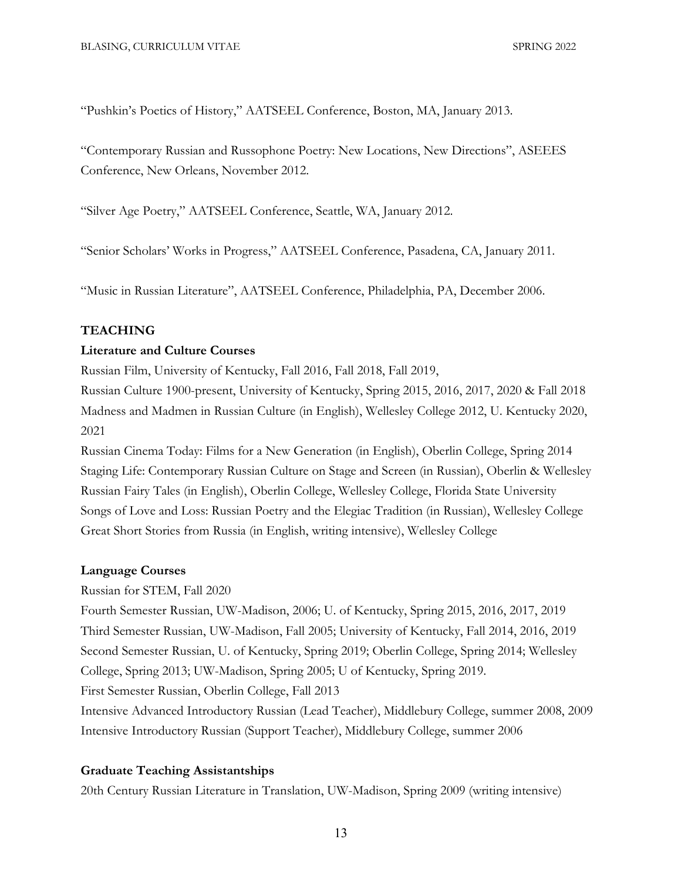"Pushkin's Poetics of History," AATSEEL Conference, Boston, MA, January 2013.

"Contemporary Russian and Russophone Poetry: New Locations, New Directions", ASEEES Conference, New Orleans, November 2012.

"Silver Age Poetry," AATSEEL Conference, Seattle, WA, January 2012.

"Senior Scholars' Works in Progress," AATSEEL Conference, Pasadena, CA, January 2011.

"Music in Russian Literature", AATSEEL Conference, Philadelphia, PA, December 2006.

## TEACHING

### Literature and Culture Courses

Russian Film, University of Kentucky, Fall 2016, Fall 2018, Fall 2019,
Russian Culture 1900-present, University of Kentucky, Spring 2015, 2016, 2017, 2020 & Fall 2018
Madness and Madmen in Russian Culture (in English), Wellesley College 2012, U. Kentucky 2020, 2021
Russian Cinema Today: Films for a New Generation (in English), Oberlin College, Spring 2014
Staging Life: Contemporary Russian Culture on Stage and Screen (in Russian), Oberlin & Wellesley
Russian Fairy Tales (in English), Oberlin College, Wellesley College, Florida State University
Songs of Love and Loss: Russian Poetry and the Elegiac Tradition (in Russian), Wellesley College
Great Short Stories from Russia (in English, writing intensive), Wellesley College

### Language Courses

Russian for STEM, Fall 2020
Fourth Semester Russian, UW-Madison, 2006; U. of Kentucky, Spring 2015, 2016, 2017, 2019
Third Semester Russian, UW-Madison, Fall 2005; University of Kentucky, Fall 2014, 2016, 2019
Second Semester Russian, U. of Kentucky, Spring 2019; Oberlin College, Spring 2014; Wellesley College, Spring 2013; UW-Madison, Spring 2005; U of Kentucky, Spring 2019.
First Semester Russian, Oberlin College, Fall 2013
Intensive Advanced Introductory Russian (Lead Teacher), Middlebury College, summer 2008, 2009
Intensive Introductory Russian (Support Teacher), Middlebury College, summer 2006

### Graduate Teaching Assistantships

20th Century Russian Literature in Translation, UW-Madison, Spring 2009 (writing intensive)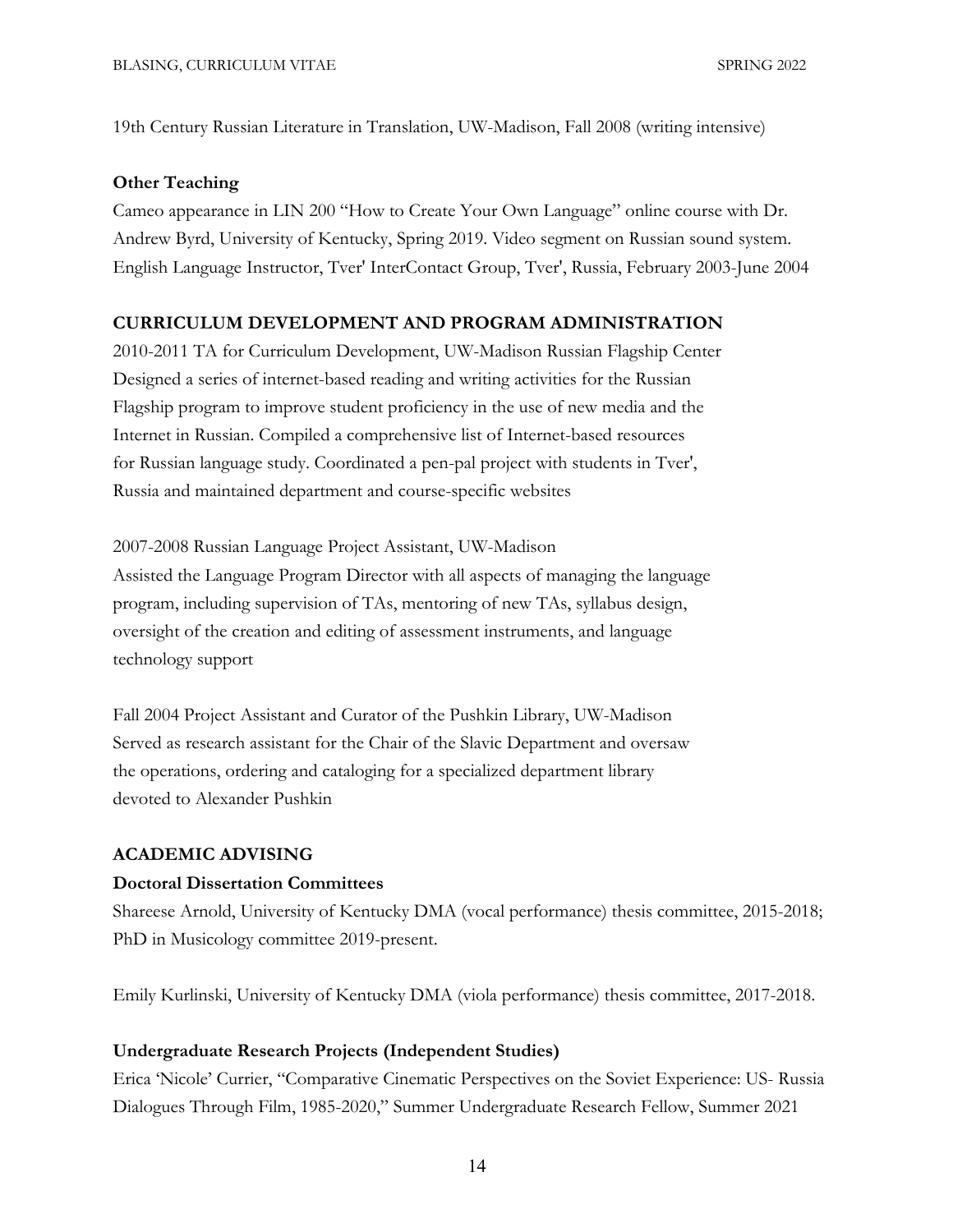19th Century Russian Literature in Translation, UW-Madison, Fall 2008 (writing intensive)

**Other Teaching**

Cameo appearance in LIN 200 "How to Create Your Own Language" online course with Dr. Andrew Byrd, University of Kentucky, Spring 2019. Video segment on Russian sound system.
English Language Instructor, Tver' InterContact Group, Tver', Russia, February 2003-June 2004

## CURRICULUM DEVELOPMENT AND PROGRAM ADMINISTRATION

2010-2011 TA for Curriculum Development, UW-Madison Russian Flagship Center
Designed a series of internet-based reading and writing activities for the Russian Flagship program to improve student proficiency in the use of new media and the Internet in Russian. Compiled a comprehensive list of Internet-based resources for Russian language study. Coordinated a pen-pal project with students in Tver', Russia and maintained department and course-specific websites

2007-2008 Russian Language Project Assistant, UW-Madison
Assisted the Language Program Director with all aspects of managing the language program, including supervision of TAs, mentoring of new TAs, syllabus design, oversight of the creation and editing of assessment instruments, and language technology support

Fall 2004 Project Assistant and Curator of the Pushkin Library, UW-Madison
Served as research assistant for the Chair of the Slavic Department and oversaw the operations, ordering and cataloging for a specialized department library devoted to Alexander Pushkin

## ACADEMIC ADVISING

**Doctoral Dissertation Committees**

Shareese Arnold, University of Kentucky DMA (vocal performance) thesis committee, 2015-2018; PhD in Musicology committee 2019-present.

Emily Kurlinski, University of Kentucky DMA (viola performance) thesis committee, 2017-2018.

**Undergraduate Research Projects (Independent Studies)**

Erica 'Nicole' Currier, "Comparative Cinematic Perspectives on the Soviet Experience: US- Russia Dialogues Through Film, 1985-2020," Summer Undergraduate Research Fellow, Summer 2021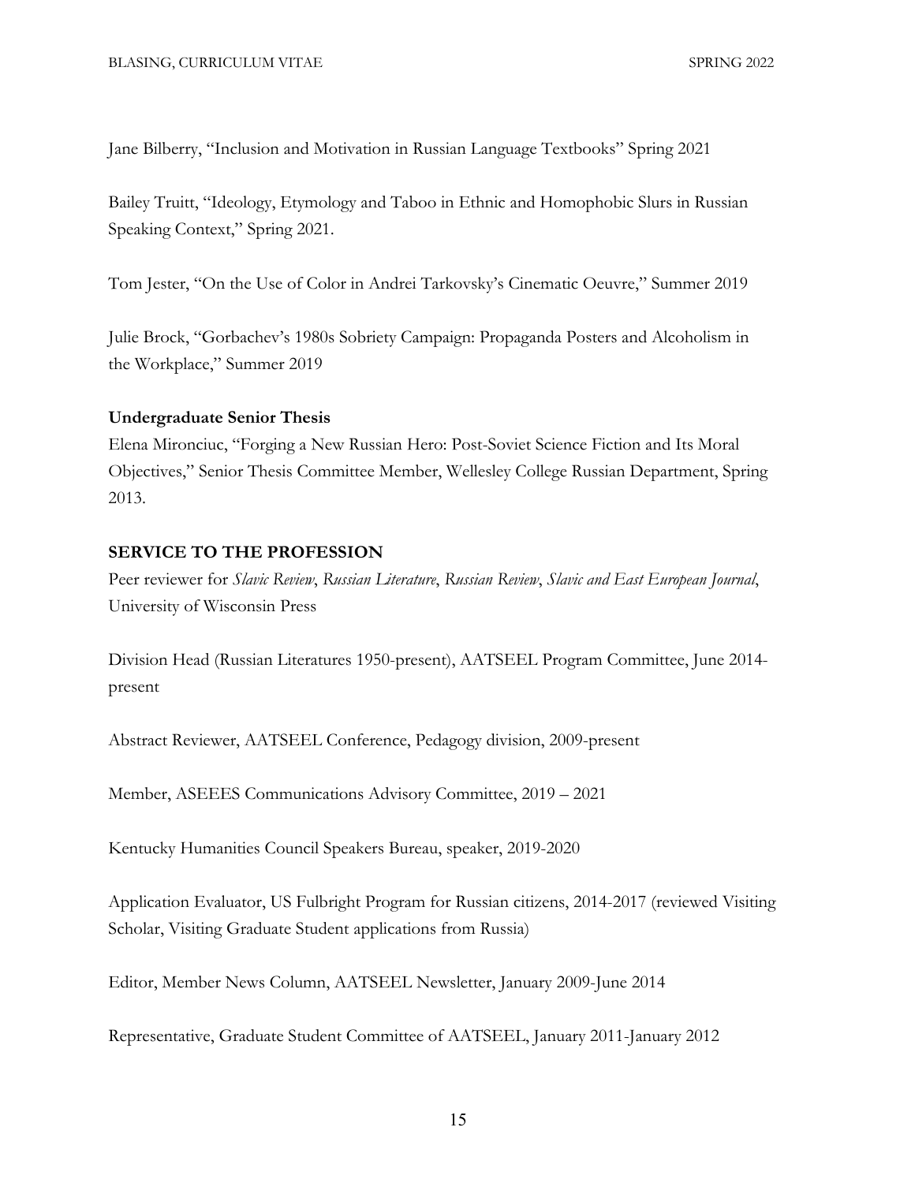Jane Bilberry, "Inclusion and Motivation in Russian Language Textbooks" Spring 2021

Bailey Truitt, "Ideology, Etymology and Taboo in Ethnic and Homophobic Slurs in Russian Speaking Context," Spring 2021.

Tom Jester, "On the Use of Color in Andrei Tarkovsky's Cinematic Oeuvre," Summer 2019

Julie Brock, "Gorbachev's 1980s Sobriety Campaign: Propaganda Posters and Alcoholism in the Workplace," Summer 2019

**Undergraduate Senior Thesis**

Elena Mironciuc, "Forging a New Russian Hero: Post-Soviet Science Fiction and Its Moral Objectives," Senior Thesis Committee Member, Wellesley College Russian Department, Spring 2013.

## SERVICE TO THE PROFESSION

Peer reviewer for *Slavic Review*, *Russian Literature*, *Russian Review*, *Slavic and East European Journal*, University of Wisconsin Press

Division Head (Russian Literatures 1950-present), AATSEEL Program Committee, June 2014-present

Abstract Reviewer, AATSEEL Conference, Pedagogy division, 2009-present

Member, ASEEES Communications Advisory Committee, 2019 – 2021

Kentucky Humanities Council Speakers Bureau, speaker, 2019-2020

Application Evaluator, US Fulbright Program for Russian citizens, 2014-2017 (reviewed Visiting Scholar, Visiting Graduate Student applications from Russia)

Editor, Member News Column, AATSEEL Newsletter, January 2009-June 2014

Representative, Graduate Student Committee of AATSEEL, January 2011-January 2012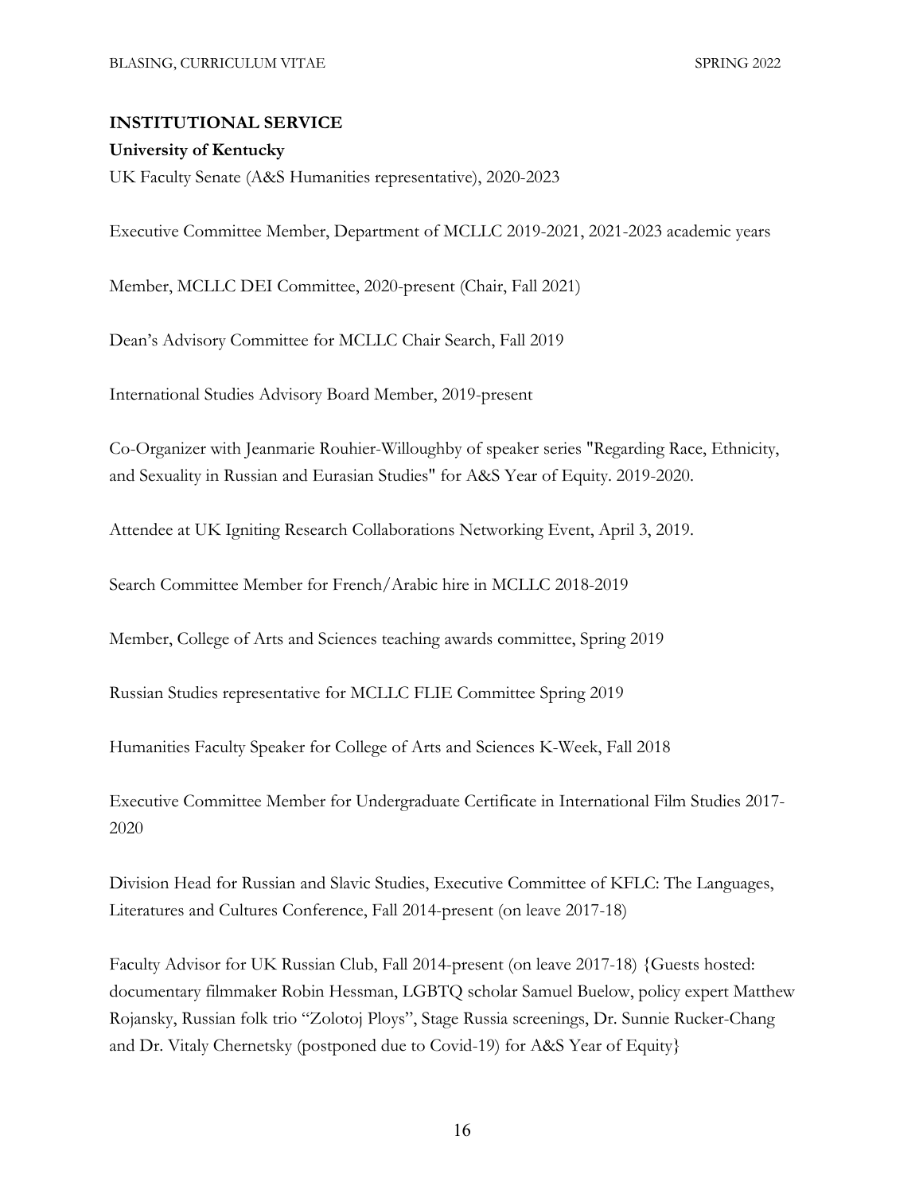## INSTITUTIONAL SERVICE

### University of Kentucky

UK Faculty Senate (A&S Humanities representative), 2020-2023

Executive Committee Member, Department of MCLLC 2019-2021, 2021-2023 academic years

Member, MCLLC DEI Committee, 2020-present (Chair, Fall 2021)

Dean's Advisory Committee for MCLLC Chair Search, Fall 2019

International Studies Advisory Board Member, 2019-present

Co-Organizer with Jeanmarie Rouhier-Willoughby of speaker series "Regarding Race, Ethnicity, and Sexuality in Russian and Eurasian Studies" for A&S Year of Equity. 2019-2020.

Attendee at UK Igniting Research Collaborations Networking Event, April 3, 2019.

Search Committee Member for French/Arabic hire in MCLLC 2018-2019

Member, College of Arts and Sciences teaching awards committee, Spring 2019

Russian Studies representative for MCLLC FLIE Committee Spring 2019

Humanities Faculty Speaker for College of Arts and Sciences K-Week, Fall 2018

Executive Committee Member for Undergraduate Certificate in International Film Studies 2017-2020

Division Head for Russian and Slavic Studies, Executive Committee of KFLC: The Languages, Literatures and Cultures Conference, Fall 2014-present (on leave 2017-18)

Faculty Advisor for UK Russian Club, Fall 2014-present (on leave 2017-18) {Guests hosted: documentary filmmaker Robin Hessman, LGBTQ scholar Samuel Buelow, policy expert Matthew Rojansky, Russian folk trio "Zolotoj Ploys", Stage Russia screenings, Dr. Sunnie Rucker-Chang and Dr. Vitaly Chernetsky (postponed due to Covid-19) for A&S Year of Equity}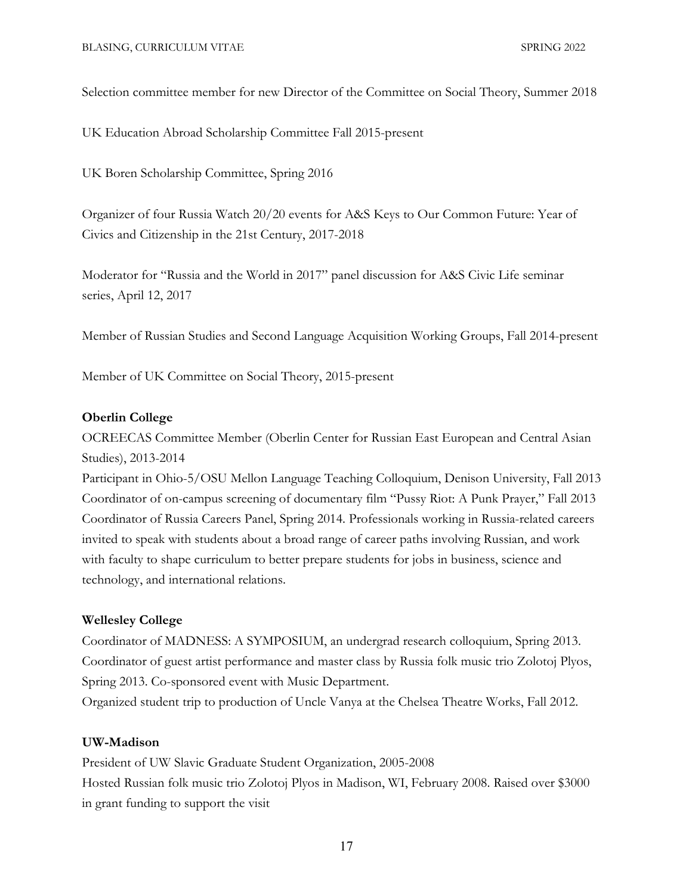Selection committee member for new Director of the Committee on Social Theory, Summer 2018

UK Education Abroad Scholarship Committee Fall 2015-present

UK Boren Scholarship Committee, Spring 2016

Organizer of four Russia Watch 20/20 events for A&S Keys to Our Common Future: Year of Civics and Citizenship in the 21st Century, 2017-2018

Moderator for "Russia and the World in 2017" panel discussion for A&S Civic Life seminar series, April 12, 2017

Member of Russian Studies and Second Language Acquisition Working Groups, Fall 2014-present

Member of UK Committee on Social Theory, 2015-present

**Oberlin College**

OCREECAS Committee Member (Oberlin Center for Russian East European and Central Asian Studies), 2013-2014

Participant in Ohio-5/OSU Mellon Language Teaching Colloquium, Denison University, Fall 2013

Coordinator of on-campus screening of documentary film "Pussy Riot: A Punk Prayer," Fall 2013

Coordinator of Russia Careers Panel, Spring 2014. Professionals working in Russia-related careers invited to speak with students about a broad range of career paths involving Russian, and work with faculty to shape curriculum to better prepare students for jobs in business, science and technology, and international relations.

**Wellesley College**

Coordinator of MADNESS: A SYMPOSIUM, an undergrad research colloquium, Spring 2013.

Coordinator of guest artist performance and master class by Russia folk music trio Zolotoj Plyos, Spring 2013. Co-sponsored event with Music Department.

Organized student trip to production of Uncle Vanya at the Chelsea Theatre Works, Fall 2012.

**UW-Madison**

President of UW Slavic Graduate Student Organization, 2005-2008

Hosted Russian folk music trio Zolotoj Plyos in Madison, WI, February 2008. Raised over $3000 in grant funding to support the visit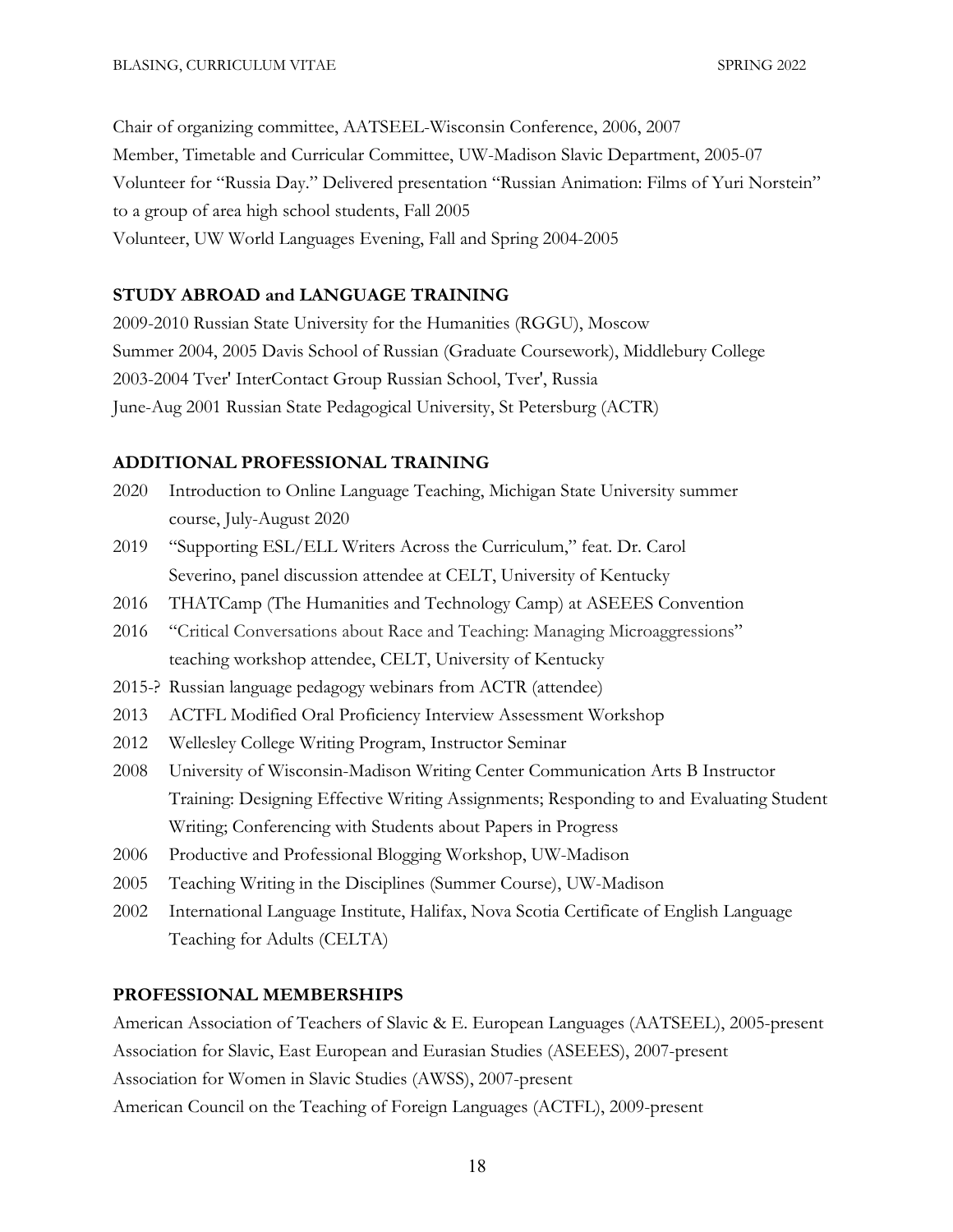Chair of organizing committee, AATSEEL-Wisconsin Conference, 2006, 2007
Member, Timetable and Curricular Committee, UW-Madison Slavic Department, 2005-07
Volunteer for "Russia Day." Delivered presentation "Russian Animation: Films of Yuri Norstein" to a group of area high school students, Fall 2005
Volunteer, UW World Languages Evening, Fall and Spring 2004-2005

## STUDY ABROAD and LANGUAGE TRAINING

2009-2010 Russian State University for the Humanities (RGGU), Moscow
Summer 2004, 2005 Davis School of Russian (Graduate Coursework), Middlebury College
2003-2004 Tver' InterContact Group Russian School, Tver', Russia
June-Aug 2001 Russian State Pedagogical University, St Petersburg (ACTR)

## ADDITIONAL PROFESSIONAL TRAINING

- 2020 Introduction to Online Language Teaching, Michigan State University summer course, July-August 2020
- 2019 "Supporting ESL/ELL Writers Across the Curriculum," feat. Dr. Carol Severino, panel discussion attendee at CELT, University of Kentucky
- 2016 THATCamp (The Humanities and Technology Camp) at ASEEES Convention
- 2016 "Critical Conversations about Race and Teaching: Managing Microaggressions" teaching workshop attendee, CELT, University of Kentucky
- 2015-? Russian language pedagogy webinars from ACTR (attendee)
- 2013 ACTFL Modified Oral Proficiency Interview Assessment Workshop
- 2012 Wellesley College Writing Program, Instructor Seminar
- 2008 University of Wisconsin-Madison Writing Center Communication Arts B Instructor Training: Designing Effective Writing Assignments; Responding to and Evaluating Student Writing; Conferencing with Students about Papers in Progress
- 2006 Productive and Professional Blogging Workshop, UW-Madison
- 2005 Teaching Writing in the Disciplines (Summer Course), UW-Madison
- 2002 International Language Institute, Halifax, Nova Scotia Certificate of English Language Teaching for Adults (CELTA)

## PROFESSIONAL MEMBERSHIPS

American Association of Teachers of Slavic & E. European Languages (AATSEEL), 2005-present
Association for Slavic, East European and Eurasian Studies (ASEEES), 2007-present
Association for Women in Slavic Studies (AWSS), 2007-present
American Council on the Teaching of Foreign Languages (ACTFL), 2009-present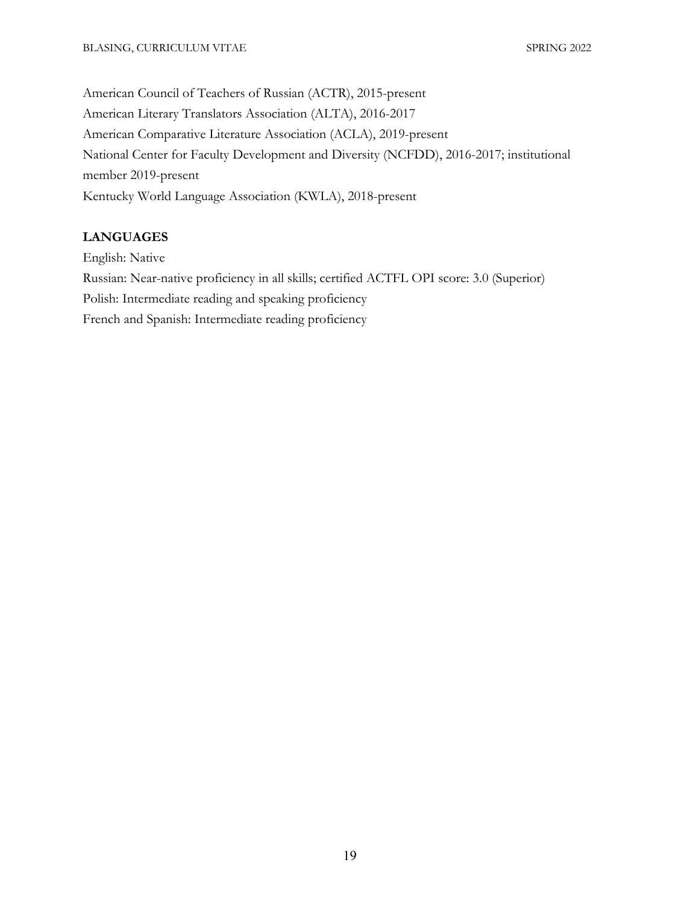American Council of Teachers of Russian (ACTR), 2015-present
American Literary Translators Association (ALTA), 2016-2017
American Comparative Literature Association (ACLA), 2019-present
National Center for Faculty Development and Diversity (NCFDD), 2016-2017; institutional member 2019-present
Kentucky World Language Association (KWLA), 2018-present

**LANGUAGES**

English: Native
Russian: Near-native proficiency in all skills; certified ACTFL OPI score: 3.0 (Superior)
Polish: Intermediate reading and speaking proficiency
French and Spanish: Intermediate reading proficiency